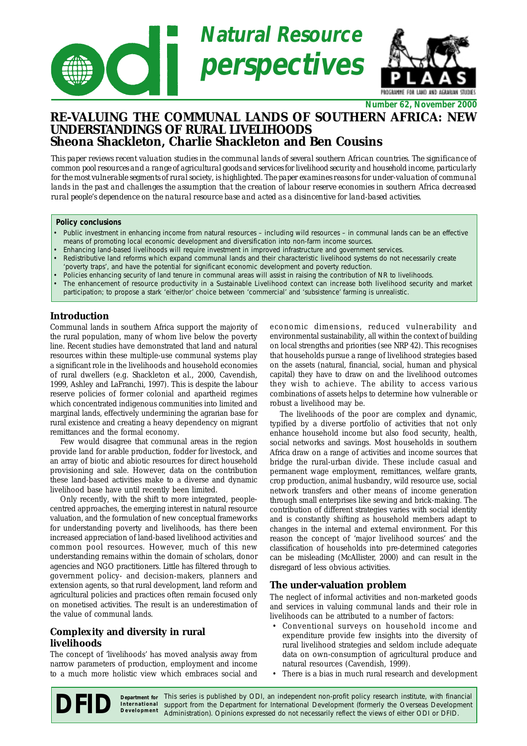# Natural Resource perspectives

Number 62, November 2000

# RE-VALUING THE COMMUNAL LANDS OF SOUTHERN AFRICA: NEW UNDERSTANDINGS OF RURAL LIVELIHOODS

## Sheona Shackleton, Charlie Shackleton and Ben Cousins

*This paper reviews recent valuation studies in the communal lands of several southern African countries. The significance of common pool resources and a range of agricultural goods and services for livelihood security and household income, particularly for the most vulnerable segments of rural society, is highlighted. The paper examines reasons for under-valuation of communal lands in the past and challenges the assumption that the creation of labour reserve economies in southern Africa decreased rural people's dependence on the natural resource base and acted as a disincentive for land-based activities.*

**Policy conclusions**

- Public investment in enhancing income from natural resources – including wild resources – in communal lands can be an effective means of promoting local economic development and diversification into non-farm income sources.
- Enhancing land-based livelihoods will require investment in improved infrastructure and government services.
- Redistributive land reforms which expand communal lands and their characteristic livelihood systems do not necessarily create 'poverty traps', and have the potential for significant economic development and poverty reduction.
- Policies enhancing security of land tenure in communal areas will assist in raising the contribution of NR to livelihoods.
- The enhancement of resource productivity in a Sustainable Livelihood context can increase both livelihood security and market participation; to propose a stark 'either/or' choice between 'commercial' and 'subsistence' farming is unrealistic.

### Introduction

Communal lands in southern Africa support the majority of the rural population, many of whom live below the poverty line. Recent studies have demonstrated that land and natural resources within these multiple-use communal systems play a significant role in the livelihoods and household economies of rural dwellers (e.g. Shackleton et al., 2000, Cavendish, 1999, Ashley and LaFranchi, 1997). This is despite the labour reserve policies of former colonial and apartheid regimes which concentrated indigenous communities into limited and marginal lands, effectively undermining the agrarian base for rural existence and creating a heavy dependency on migrant remittances and the formal economy.

Few would disagree that communal areas in the region provide land for arable production, fodder for livestock, and an array of biotic and abiotic resources for direct household provisioning and sale. However, data on the contribution these land-based activities make to a diverse and dynamic livelihood base have until recently been limited.

Only recently, with the shift to more integrated, people-centred approaches, the emerging interest in natural resource valuation, and the formulation of new conceptual frameworks for understanding poverty and livelihoods, has there been increased appreciation of land-based livelihood activities and common pool resources. However, much of this new understanding remains within the domain of scholars, donor agencies and NGO practitioners. Little has filtered through to government policy- and decision-makers, planners and extension agents, so that rural development, land reform and agricultural policies and practices often remain focused only on monetised activities. The result is an underestimation of the value of communal lands.

### Complexity and diversity in rural livelihoods

The concept of 'livelihoods' has moved analysis away from narrow parameters of production, employment and income to a much more holistic view which embraces social and economic dimensions, reduced vulnerability and environmental sustainability, all within the context of building on local strengths and priorities (see NRP 42). This recognises that households pursue a range of livelihood strategies based on the assets (natural, financial, social, human and physical capital) they have to draw on and the livelihood outcomes they wish to achieve. The ability to access various combinations of assets helps to determine how vulnerable or robust a livelihood may be.

The livelihoods of the poor are complex and dynamic, typified by a diverse portfolio of activities that not only enhance household income but also food security, health, social networks and savings. Most households in southern Africa draw on a range of activities and income sources that bridge the rural-urban divide. These include casual and permanent wage employment, remittances, welfare grants, crop production, animal husbandry, wild resource use, social network transfers and other means of income generation through small enterprises like sewing and brick-making. The contribution of different strategies varies with social identity and is constantly shifting as household members adapt to changes in the internal and external environment. For this reason the concept of 'major livelihood sources' and the classification of households into pre-determined categories can be misleading (McAllister, 2000) and can result in the disregard of less obvious activities.

### The under-valuation problem

The neglect of informal activities and non-marketed goods and services in valuing communal lands and their role in livelihoods can be attributed to a number of factors:

- Conventional surveys on household income and expenditure provide few insights into the diversity of rural livelihood strategies and seldom include adequate data on own-consumption of agricultural produce and natural resources (Cavendish, 1999).
- There is a bias in much rural research and development

DFID Department for International Development — This series is published by ODI, an independent non-profit policy research institute, with financial support from the Department for International Development (formerly the Overseas Development Administration). Opinions expressed do not necessarily reflect the views of either ODI or DFID.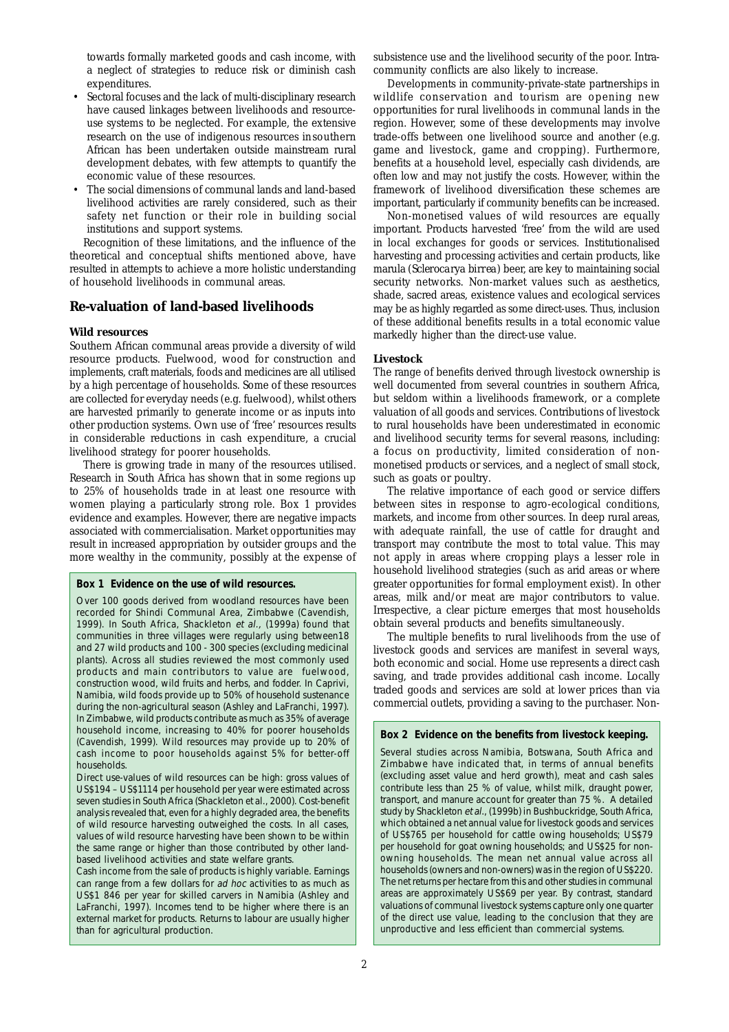towards formally marketed goods and cash income, with a neglect of strategies to reduce risk or diminish cash expenditures.

- Sectoral focuses and the lack of multi-disciplinary research have caused linkages between livelihoods and resource-use systems to be neglected. For example, the extensive research on the use of indigenous resources in southern African has been undertaken outside mainstream rural development debates, with few attempts to quantify the economic value of these resources.
- The social dimensions of communal lands and land-based livelihood activities are rarely considered, such as their safety net function or their role in building social institutions and support systems.

Recognition of these limitations, and the influence of the theoretical and conceptual shifts mentioned above, have resulted in attempts to achieve a more holistic understanding of household livelihoods in communal areas.

## Re-valuation of land-based livelihoods

### Wild resources

Southern African communal areas provide a diversity of wild resource products. Fuelwood, wood for construction and implements, craft materials, foods and medicines are all utilised by a high percentage of households. Some of these resources are collected for everyday needs (e.g. fuelwood), whilst others are harvested primarily to generate income or as inputs into other production systems. Own use of 'free' resources results in considerable reductions in cash expenditure, a crucial livelihood strategy for poorer households.

There is growing trade in many of the resources utilised. Research in South Africa has shown that in some regions up to 25% of households trade in at least one resource with women playing a particularly strong role. Box 1 provides evidence and examples. However, there are negative impacts associated with commercialisation. Market opportunities may result in increased appropriation by outsider groups and the more wealthy in the community, possibly at the expense of subsistence use and the livelihood security of the poor. Intra-community conflicts are also likely to increase.

Developments in community-private-state partnerships in wildlife conservation and tourism are opening new opportunities for rural livelihoods in communal lands in the region. However, some of these developments may involve trade-offs between one livelihood source and another (e.g. game and livestock, game and cropping). Furthermore, benefits at a household level, especially cash dividends, are often low and may not justify the costs. However, within the framework of livelihood diversification these schemes are important, particularly if community benefits can be increased.

Non-monetised values of wild resources are equally important. Products harvested 'free' from the wild are used in local exchanges for goods or services. Institutionalised harvesting and processing activities and certain products, like marula (*Sclerocarya birrea*) beer, are key to maintaining social security networks. Non-market values such as aesthetics, shade, sacred areas, existence values and ecological services may be as highly regarded as some direct-uses. Thus, inclusion of these additional benefits results in a total economic value markedly higher than the direct-use value.

> **Box 1 Evidence on the use of wild resources.**
>
> Over 100 goods derived from woodland resources have been recorded for Shindi Communal Area, Zimbabwe (Cavendish, 1999). In South Africa, Shackleton *et al.*, (1999a) found that communities in three villages were regularly using between 18 and 27 wild products and 100 - 300 species (excluding medicinal plants). Across all studies reviewed the most commonly used products and main contributors to value are fuelwood, construction wood, wild fruits and herbs, and fodder. In Caprivi, Namibia, wild foods provide up to 50% of household sustenance during the non-agricultural season (Ashley and LaFranchi, 1997). In Zimbabwe, wild products contribute as much as 35% of average household income, increasing to 40% for poorer households (Cavendish, 1999). Wild resources may provide up to 20% of cash income to poor households against 5% for better-off households.
>
> Direct use-values of wild resources can be high: gross values of US$194 – US$1114 per household per year were estimated across seven studies in South Africa (Shackleton et al., 2000). Cost-benefit analysis revealed that, even for a highly degraded area, the benefits of wild resource harvesting outweighed the costs. In all cases, values of wild resource harvesting have been shown to be within the same range or higher than those contributed by other land-based livelihood activities and state welfare grants.
>
> Cash income from the sale of products is highly variable. Earnings can range from a few dollars for *ad hoc* activities to as much as US$1 846 per year for skilled carvers in Namibia (Ashley and LaFranchi, 1997). Incomes tend to be higher where there is an external market for products. Returns to labour are usually higher than for agricultural production.

### Livestock

The range of benefits derived through livestock ownership is well documented from several countries in southern Africa, but seldom within a livelihoods framework, or a complete valuation of all goods and services. Contributions of livestock to rural households have been underestimated in economic and livelihood security terms for several reasons, including: a focus on productivity, limited consideration of non-monetised products or services, and a neglect of small stock, such as goats or poultry.

The relative importance of each good or service differs between sites in response to agro-ecological conditions, markets, and income from other sources. In deep rural areas, with adequate rainfall, the use of cattle for draught and transport may contribute the most to total value. This may not apply in areas where cropping plays a lesser role in household livelihood strategies (such as arid areas or where greater opportunities for formal employment exist). In other areas, milk and/or meat are major contributors to value. Irrespective, a clear picture emerges that most households obtain several products and benefits simultaneously.

The multiple benefits to rural livelihoods from the use of livestock goods and services are manifest in several ways, both economic and social. Home use represents a direct cash saving, and trade provides additional cash income. Locally traded goods and services are sold at lower prices than via commercial outlets, providing a saving to the purchaser. Non-

> **Box 2 Evidence on the benefits from livestock keeping.**
>
> Several studies across Namibia, Botswana, South Africa and Zimbabwe have indicated that, in terms of annual benefits (excluding asset value and herd growth), meat and cash sales contribute less than 25 % of value, whilst milk, draught power, transport, and manure account for greater than 75 %. A detailed study by Shackleton *et al.*, (1999b) in Bushbuckridge, South Africa, which obtained a net annual value for livestock goods and services of US$765 per household for cattle owing households; US$79 per household for goat owning households; and US$25 for non-owning households. The mean net annual value across all households (owners and non-owners) was in the region of US$220. The net returns per hectare from this and other studies in communal areas are approximately US$69 per year. By contrast, standard valuations of communal livestock systems capture only one quarter of the direct use value, leading to the conclusion that they are unproductive and less efficient than commercial systems.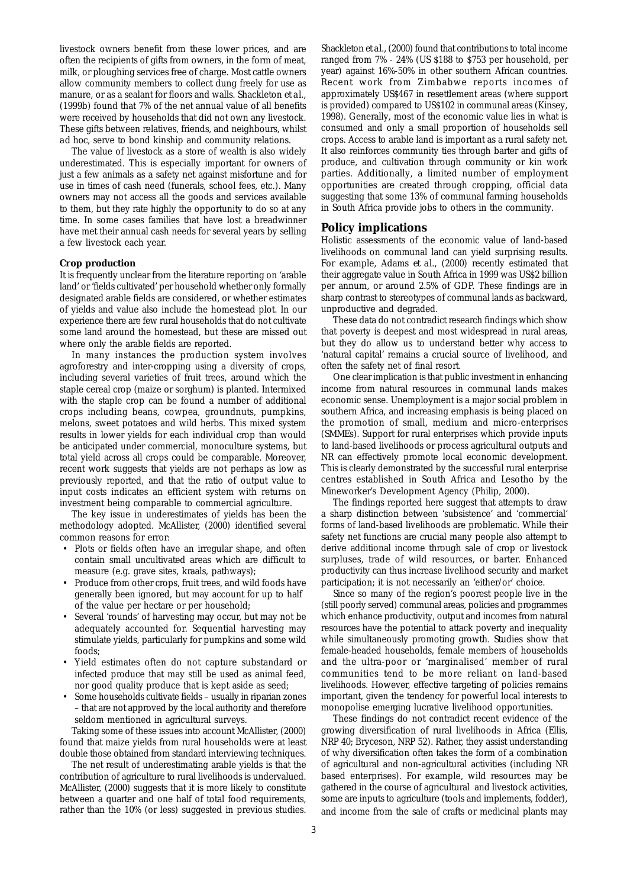livestock owners benefit from these lower prices, and are often the recipients of gifts from owners, in the form of meat, milk, or ploughing services free of charge. Most cattle owners allow community members to collect dung freely for use as manure, or as a sealant for floors and walls. Shackleton *et al.*, (1999b) found that 7% of the net annual value of all benefits were received by households that did not own any livestock. These gifts between relatives, friends, and neighbours, whilst ad hoc, serve to bond kinship and community relations.

The value of livestock as a store of wealth is also widely underestimated. This is especially important for owners of just a few animals as a safety net against misfortune and for use in times of cash need (funerals, school fees, etc.). Many owners may not access all the goods and services available to them, but they rate highly the opportunity to do so at any time. In some cases families that have lost a breadwinner have met their annual cash needs for several years by selling a few livestock each year.

#### Crop production

It is frequently unclear from the literature reporting on 'arable land' or 'fields cultivated' per household whether only formally designated arable fields are considered, or whether estimates of yields and value also include the homestead plot. In our experience there are few rural households that do not cultivate some land around the homestead, but these are missed out where only the arable fields are reported.

In many instances the production system involves agroforestry and inter-cropping using a diversity of crops, including several varieties of fruit trees, around which the staple cereal crop (maize or sorghum) is planted. Intermixed with the staple crop can be found a number of additional crops including beans, cowpea, groundnuts, pumpkins, melons, sweet potatoes and wild herbs. This mixed system results in lower yields for each individual crop than would be anticipated under commercial, monoculture systems, but total yield across all crops could be comparable. Moreover, recent work suggests that yields are not perhaps as low as previously reported, and that the ratio of output value to input costs indicates an efficient system with returns on investment being comparable to commercial agriculture.

The key issue in underestimates of yields has been the methodology adopted. McAllister, (2000) identified several common reasons for error:

- Plots or fields often have an irregular shape, and often contain small uncultivated areas which are difficult to measure (e.g. grave sites, kraals, pathways);
- Produce from other crops, fruit trees, and wild foods have generally been ignored, but may account for up to half of the value per hectare or per household;
- Several 'rounds' of harvesting may occur, but may not be adequately accounted for. Sequential harvesting may stimulate yields, particularly for pumpkins and some wild foods;
- Yield estimates often do not capture substandard or infected produce that may still be used as animal feed, nor good quality produce that is kept aside as seed;
- Some households cultivate fields – usually in riparian zones – that are not approved by the local authority and therefore seldom mentioned in agricultural surveys.

Taking some of these issues into account McAllister, (2000) found that maize yields from rural households were at least double those obtained from standard interviewing techniques.

The net result of underestimating arable yields is that the contribution of agriculture to rural livelihoods is undervalued. McAllister, (2000) suggests that it is more likely to constitute between a quarter and one half of total food requirements, rather than the 10% (or less) suggested in previous studies. Shackleton *et al.*, (2000) found that contributions to total income ranged from 7% - 24% (US $188 to $753 per household, per year) against 16%-50% in other southern African countries. Recent work from Zimbabwe reports incomes of approximately US$467 in resettlement areas (where support is provided) compared to US$102 in communal areas (Kinsey, 1998). Generally, most of the economic value lies in what is consumed and only a small proportion of households sell crops. Access to arable land is important as a rural safety net. It also reinforces community ties through barter and gifts of produce, and cultivation through community or kin work parties. Additionally, a limited number of employment opportunities are created through cropping, official data suggesting that some 13% of communal farming households in South Africa provide jobs to others in the community.

## Policy implications

Holistic assessments of the economic value of land-based livelihoods on communal land can yield surprising results. For example, Adams *et al.*, (2000) recently estimated that their aggregate value in South Africa in 1999 was US$2 billion per annum, or around 2.5% of GDP. These findings are in sharp contrast to stereotypes of communal lands as backward, unproductive and degraded.

These data do not contradict research findings which show that poverty is deepest and most widespread in rural areas, but they do allow us to understand better why access to 'natural capital' remains a crucial source of livelihood, and often the safety net of final resort.

One clear implication is that public investment in enhancing income from natural resources in communal lands makes economic sense. Unemployment is a major social problem in southern Africa, and increasing emphasis is being placed on the promotion of small, medium and micro-enterprises (SMMEs). Support for rural enterprises which provide inputs to land-based livelihoods or process agricultural outputs and NR can effectively promote local economic development. This is clearly demonstrated by the successful rural enterprise centres established in South Africa and Lesotho by the Mineworker's Development Agency (Philip, 2000).

The findings reported here suggest that attempts to draw a sharp distinction between 'subsistence' and 'commercial' forms of land-based livelihoods are problematic. While their safety net functions are crucial many people also attempt to derive additional income through sale of crop or livestock surpluses, trade of wild resources, or barter. Enhanced productivity can thus increase livelihood security and market participation; it is not necessarily an 'either/or' choice.

Since so many of the region's poorest people live in the (still poorly served) communal areas, policies and programmes which enhance productivity, output and incomes from natural resources have the potential to attack poverty and inequality while simultaneously promoting growth. Studies show that female-headed households, female members of households and the ultra-poor or 'marginalised' member of rural communities tend to be more reliant on land-based livelihoods. However, effective targeting of policies remains important, given the tendency for powerful local interests to monopolise emerging lucrative livelihood opportunities.

These findings do not contradict recent evidence of the growing diversification of rural livelihoods in Africa (Ellis, NRP 40; Bryceson, NRP 52). Rather, they assist understanding of why diversification often takes the form of a combination of agricultural and non-agricultural activities (including NR based enterprises). For example, wild resources may be gathered in the course of agricultural and livestock activities, some are inputs to agriculture (tools and implements, fodder), and income from the sale of crafts or medicinal plants may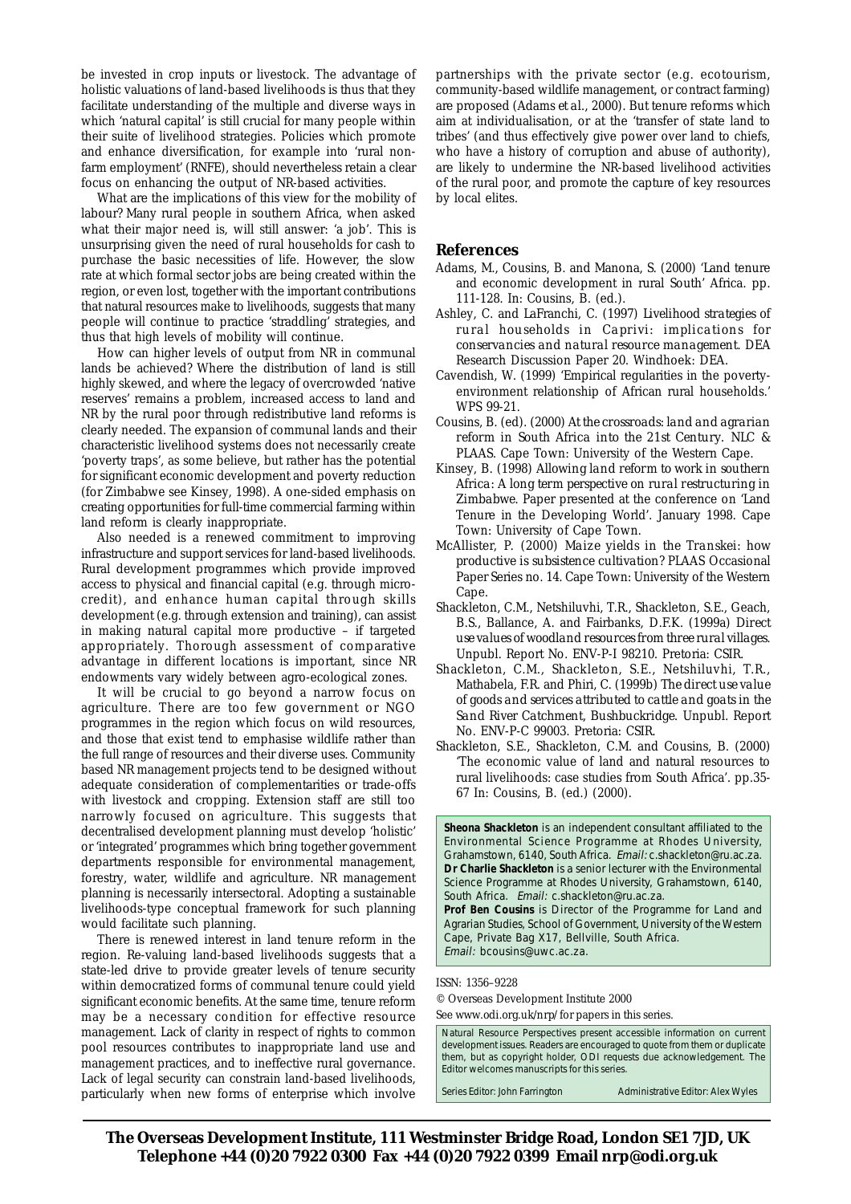be invested in crop inputs or livestock. The advantage of holistic valuations of land-based livelihoods is thus that they facilitate understanding of the multiple and diverse ways in which 'natural capital' is still crucial for many people within their suite of livelihood strategies. Policies which promote and enhance diversification, for example into 'rural non-farm employment' (RNFE), should nevertheless retain a clear focus on enhancing the output of NR-based activities.

What are the implications of this view for the mobility of labour? Many rural people in southern Africa, when asked what their major need is, will still answer: 'a job'. This is unsurprising given the need of rural households for cash to purchase the basic necessities of life. However, the slow rate at which formal sector jobs are being created within the region, or even lost, together with the important contributions that natural resources make to livelihoods, suggests that many people will continue to practice 'straddling' strategies, and thus that high levels of mobility will continue.

How can higher levels of output from NR in communal lands be achieved? Where the distribution of land is still highly skewed, and where the legacy of overcrowded 'native reserves' remains a problem, increased access to land and NR by the rural poor through redistributive land reforms is clearly needed. The expansion of communal lands and their characteristic livelihood systems does not necessarily create 'poverty traps', as some believe, but rather has the potential for significant economic development and poverty reduction (for Zimbabwe see Kinsey, 1998). A one-sided emphasis on creating opportunities for full-time commercial farming within land reform is clearly inappropriate.

Also needed is a renewed commitment to improving infrastructure and support services for land-based livelihoods. Rural development programmes which provide improved access to physical and financial capital (e.g. through micro-credit), and enhance human capital through skills development (e.g. through extension and training), can assist in making natural capital more productive – if targeted appropriately. Thorough assessment of comparative advantage in different locations is important, since NR endowments vary widely between agro-ecological zones.

It will be crucial to go beyond a narrow focus on agriculture. There are too few government or NGO programmes in the region which focus on wild resources, and those that exist tend to emphasise wildlife rather than the full range of resources and their diverse uses. Community based NR management projects tend to be designed without adequate consideration of complementarities or trade-offs with livestock and cropping. Extension staff are still too narrowly focused on agriculture. This suggests that decentralised development planning must develop 'holistic' or 'integrated' programmes which bring together government departments responsible for environmental management, forestry, water, wildlife and agriculture. NR management planning is necessarily intersectoral. Adopting a sustainable livelihoods-type conceptual framework for such planning would facilitate such planning.

There is renewed interest in land tenure reform in the region. Re-valuing land-based livelihoods suggests that a state-led drive to provide greater levels of tenure security within democratized forms of communal tenure could yield significant economic benefits. At the same time, tenure reform may be a necessary condition for effective resource management. Lack of clarity in respect of rights to common pool resources contributes to inappropriate land use and management practices, and to ineffective rural governance. Lack of legal security can constrain land-based livelihoods, particularly when new forms of enterprise which involve partnerships with the private sector (e.g. ecotourism, community-based wildlife management, or contract farming) are proposed (Adams et al., 2000). But tenure reforms which aim at individualisation, or at the 'transfer of state land to tribes' (and thus effectively give power over land to chiefs, who have a history of corruption and abuse of authority), are likely to undermine the NR-based livelihood activities of the rural poor, and promote the capture of key resources by local elites.

## References

Adams, M., Cousins, B. and Manona, S. (2000) 'Land tenure and economic development in rural South' Africa. pp. 111-128. In: Cousins, B. (ed.).

Ashley, C. and LaFranchi, C. (1997) *Livelihood strategies of rural households in Caprivi: implications for conservancies and natural resource management.* DEA Research Discussion Paper 20. Windhoek: DEA.

Cavendish, W. (1999) 'Empirical regularities in the poverty-environment relationship of African rural households.' WPS 99-21.

Cousins, B. (ed). (2000) *At the crossroads: land and agrarian reform in South Africa into the 21st Century.* NLC & PLAAS. Cape Town: University of the Western Cape.

Kinsey, B. (1998) *Allowing land reform to work in southern Africa: A long term perspective on rural restructuring in Zimbabwe.* Paper presented at the conference on 'Land Tenure in the Developing World'. January 1998. Cape Town: University of Cape Town.

McAllister, P. (2000) *Maize yields in the Transkei: how productive is subsistence cultivation?* PLAAS Occasional Paper Series no. 14. Cape Town: University of the Western Cape.

Shackleton, C.M., Netshiluvhi, T.R., Shackleton, S.E., Geach, B.S., Ballance, A. and Fairbanks, D.F.K. (1999a) *Direct use values of woodland resources from three rural villages.* Unpubl. Report No. ENV-P-I 98210. Pretoria: CSIR.

Shackleton, C.M., Shackleton, S.E., Netshiluvhi, T.R., Mathabela, F.R. and Phiri, C. (1999b) *The direct use value of goods and services attributed to cattle and goats in the Sand River Catchment, Bushbuckridge.* Unpubl. Report No. ENV-P-C 99003. Pretoria: CSIR.

Shackleton, S.E., Shackleton, C.M. and Cousins, B. (2000) 'The economic value of land and natural resources to rural livelihoods: case studies from South Africa'. pp.35-67 In: Cousins, B. (ed.) (2000).

**Sheona Shackleton** is an independent consultant affiliated to the Environmental Science Programme at Rhodes University, Grahamstown, 6140, South Africa. *Email:* c.shackleton@ru.ac.za.
**Dr Charlie Shackleton** is a senior lecturer with the Environmental Science Programme at Rhodes University, Grahamstown, 6140, South Africa. *Email:* c.shackleton@ru.ac.za.
**Prof Ben Cousins** is Director of the Programme for Land and Agrarian Studies, School of Government, University of the Western Cape, Private Bag X17, Bellville, South Africa.
*Email:* bcousins@uwc.ac.za.

ISSN: 1356–9228

© Overseas Development Institute 2000

See www.odi.org.uk/nrp/ for papers in this series.

Natural Resource Perspectives present accessible information on current development issues. Readers are encouraged to quote from them or duplicate them, but as copyright holder, ODI requests due acknowledgement. The Editor welcomes manuscripts for this series.

Series Editor: John Farrington — Administrative Editor: Alex Wyles

**The Overseas Development Institute, 111 Westminster Bridge Road, London SE1 7JD, UK**
**Telephone +44 (0)20 7922 0300 Fax +44 (0)20 7922 0399 Email nrp@odi.org.uk**